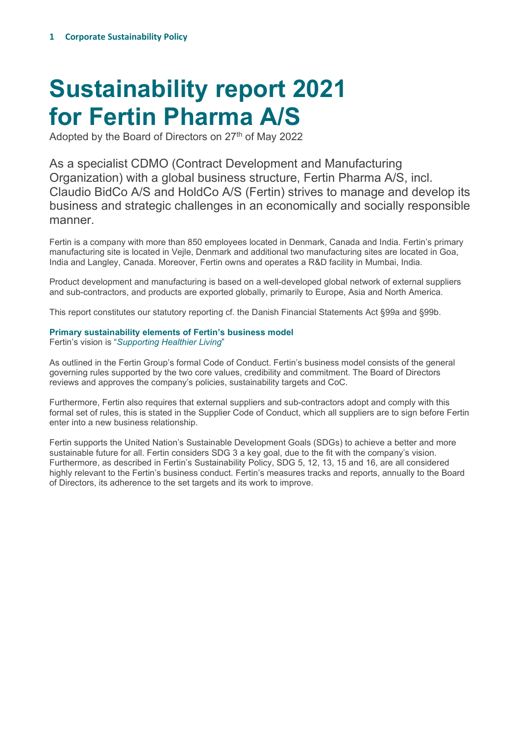# Sustainability report 2021 for Fertin Pharma A/S

Adopted by the Board of Directors on 27th of May 2022

As a specialist CDMO (Contract Development and Manufacturing Organization) with a global business structure, Fertin Pharma A/S, incl. Claudio BidCo A/S and HoldCo A/S (Fertin) strives to manage and develop its business and strategic challenges in an economically and socially responsible manner.

Fertin is a company with more than 850 employees located in Denmark, Canada and India. Fertin's primary manufacturing site is located in Vejle, Denmark and additional two manufacturing sites are located in Goa, India and Langley, Canada. Moreover, Fertin owns and operates a R&D facility in Mumbai, India.

Product development and manufacturing is based on a well-developed global network of external suppliers and sub-contractors, and products are exported globally, primarily to Europe, Asia and North America.

This report constitutes our statutory reporting cf. the Danish Financial Statements Act §99a and §99b.

### Primary sustainability elements of Fertin's business model

Fertin's vision is "*Supporting Healthier Living*"

As outlined in the Fertin Group's formal Code of Conduct. Fertin's business model consists of the general governing rules supported by the two core values, credibility and commitment. The Board of Directors reviews and approves the company's policies, sustainability targets and CoC.

Furthermore, Fertin also requires that external suppliers and sub-contractors adopt and comply with this formal set of rules, this is stated in the Supplier Code of Conduct, which all suppliers are to sign before Fertin enter into a new business relationship.

Fertin supports the United Nation's Sustainable Development Goals (SDGs) to achieve a better and more sustainable future for all. Fertin considers SDG 3 a key goal, due to the fit with the company's vision. Furthermore, as described in Fertin's Sustainability Policy, SDG 5, 12, 13, 15 and 16, are all considered highly relevant to the Fertin's business conduct. Fertin's measures tracks and reports, annually to the Board of Directors, its adherence to the set targets and its work to improve.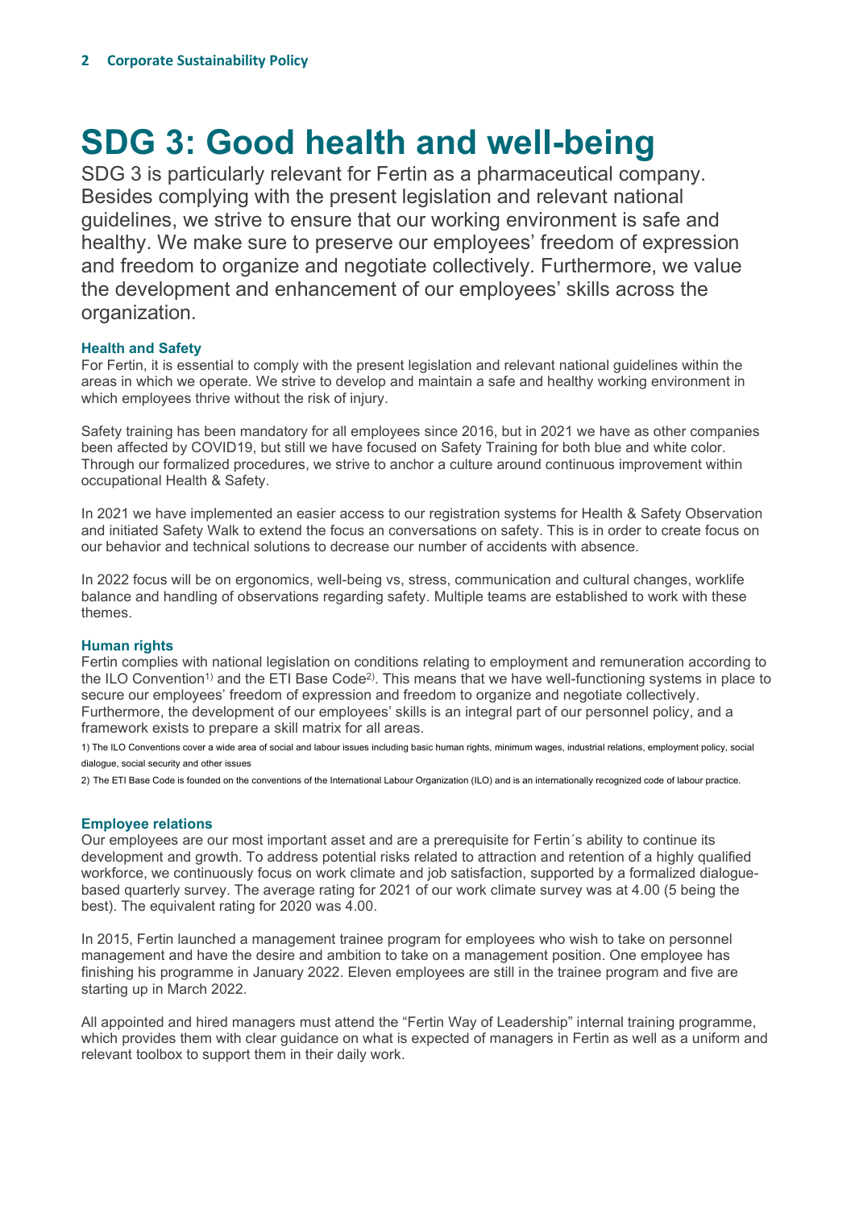# SDG 3: Good health and well-being

SDG 3 is particularly relevant for Fertin as a pharmaceutical company. Besides complying with the present legislation and relevant national guidelines, we strive to ensure that our working environment is safe and healthy. We make sure to preserve our employees' freedom of expression and freedom to organize and negotiate collectively. Furthermore, we value the development and enhancement of our employees' skills across the organization.

### Health and Safety

For Fertin, it is essential to comply with the present legislation and relevant national guidelines within the areas in which we operate. We strive to develop and maintain a safe and healthy working environment in which employees thrive without the risk of injury.

Safety training has been mandatory for all employees since 2016, but in 2021 we have as other companies been affected by COVID19, but still we have focused on Safety Training for both blue and white color. Through our formalized procedures, we strive to anchor a culture around continuous improvement within occupational Health & Safety.

In 2021 we have implemented an easier access to our registration systems for Health & Safety Observation and initiated Safety Walk to extend the focus an conversations on safety. This is in order to create focus on our behavior and technical solutions to decrease our number of accidents with absence.

In 2022 focus will be on ergonomics, well-being vs, stress, communication and cultural changes, worklife balance and handling of observations regarding safety. Multiple teams are established to work with these themes.

### Human rights

Fertin complies with national legislation on conditions relating to employment and remuneration according to the ILO Convention[1)] and the ETI Base Code[2)]. This means that we have well-functioning systems in place to secure our employees' freedom of expression and freedom to organize and negotiate collectively. Furthermore, the development of our employees' skills is an integral part of our personnel policy, and a framework exists to prepare a skill matrix for all areas.

1) The ILO Conventions cover a wide area of social and labour issues including basic human rights, minimum wages, industrial relations, employment policy, social dialogue, social security and other issues

2) The ETI Base Code is founded on the conventions of the International Labour Organization (ILO) and is an internationally recognized code of labour practice.

### Employee relations

Our employees are our most important asset and are a prerequisite for Fertin´s ability to continue its development and growth. To address potential risks related to attraction and retention of a highly qualified workforce, we continuously focus on work climate and job satisfaction, supported by a formalized dialogue-based quarterly survey. The average rating for 2021 of our work climate survey was at 4.00 (5 being the best). The equivalent rating for 2020 was 4.00.

In 2015, Fertin launched a management trainee program for employees who wish to take on personnel management and have the desire and ambition to take on a management position. One employee has finishing his programme in January 2022. Eleven employees are still in the trainee program and five are starting up in March 2022.

All appointed and hired managers must attend the "Fertin Way of Leadership" internal training programme, which provides them with clear guidance on what is expected of managers in Fertin as well as a uniform and relevant toolbox to support them in their daily work.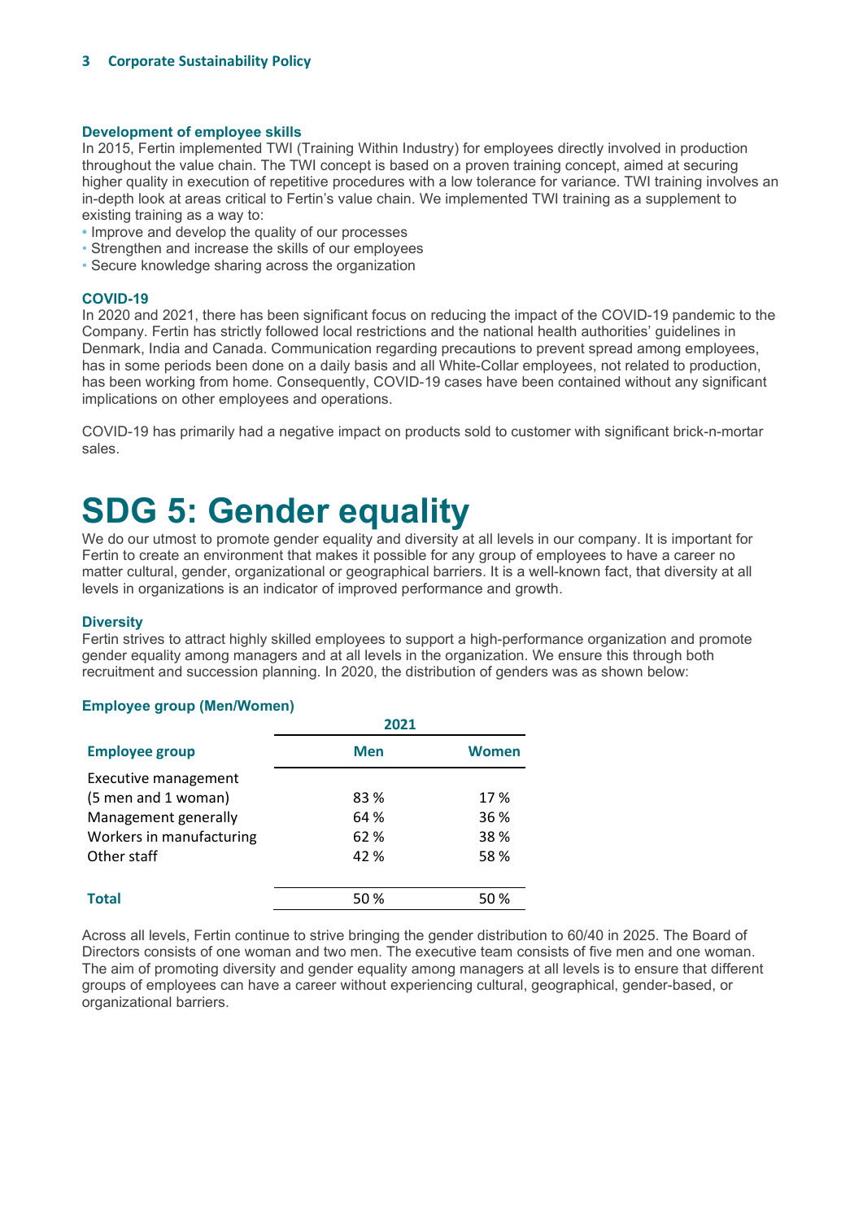### Development of employee skills

In 2015, Fertin implemented TWI (Training Within Industry) for employees directly involved in production throughout the value chain. The TWI concept is based on a proven training concept, aimed at securing higher quality in execution of repetitive procedures with a low tolerance for variance. TWI training involves an in-depth look at areas critical to Fertin's value chain. We implemented TWI training as a supplement to existing training as a way to:

- Improve and develop the quality of our processes
- Strengthen and increase the skills of our employees
- Secure knowledge sharing across the organization

### COVID-19

In 2020 and 2021, there has been significant focus on reducing the impact of the COVID-19 pandemic to the Company. Fertin has strictly followed local restrictions and the national health authorities' guidelines in Denmark, India and Canada. Communication regarding precautions to prevent spread among employees, has in some periods been done on a daily basis and all White-Collar employees, not related to production, has been working from home. Consequently, COVID-19 cases have been contained without any significant implications on other employees and operations.

COVID-19 has primarily had a negative impact on products sold to customer with significant brick-n-mortar sales.

# SDG 5: Gender equality

We do our utmost to promote gender equality and diversity at all levels in our company. It is important for Fertin to create an environment that makes it possible for any group of employees to have a career no matter cultural, gender, organizational or geographical barriers. It is a well-known fact, that diversity at all levels in organizations is an indicator of improved performance and growth.

### Diversity

Fertin strives to attract highly skilled employees to support a high-performance organization and promote gender equality among managers and at all levels in the organization. We ensure this through both recruitment and succession planning. In 2020, the distribution of genders was as shown below:

### Employee group (Men/Women)

| | 2021 | |
|---|---|---|
| **Employee group** | **Men** | **Women** |
| Executive management (5 men and 1 woman) | 83 % | 17 % |
| Management generally | 64 % | 36 % |
| Workers in manufacturing | 62 % | 38 % |
| Other staff | 42 % | 58 % |
| **Total** | 50 % | 50 % |

Across all levels, Fertin continue to strive bringing the gender distribution to 60/40 in 2025. The Board of Directors consists of one woman and two men. The executive team consists of five men and one woman. The aim of promoting diversity and gender equality among managers at all levels is to ensure that different groups of employees can have a career without experiencing cultural, geographical, gender-based, or organizational barriers.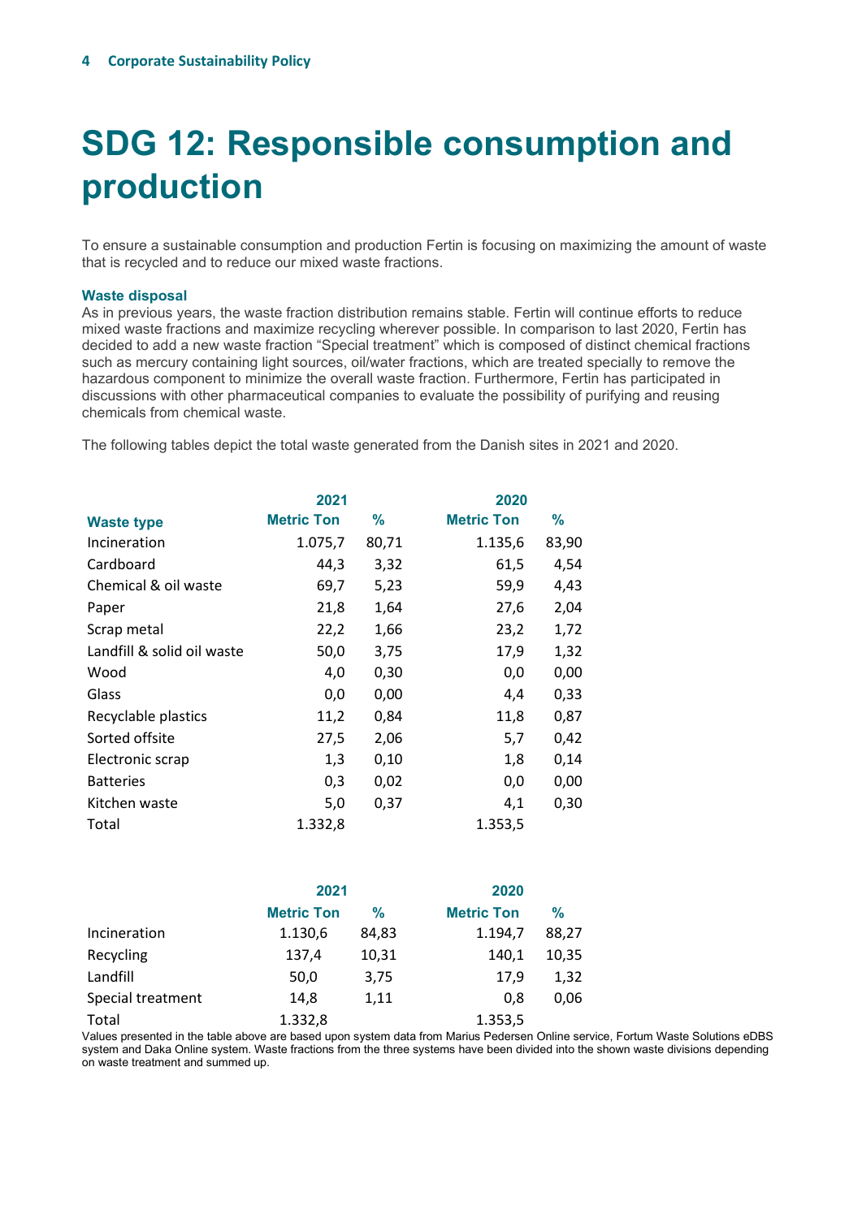# SDG 12: Responsible consumption and production

To ensure a sustainable consumption and production Fertin is focusing on maximizing the amount of waste that is recycled and to reduce our mixed waste fractions.

### Waste disposal

As in previous years, the waste fraction distribution remains stable. Fertin will continue efforts to reduce mixed waste fractions and maximize recycling wherever possible. In comparison to last 2020, Fertin has decided to add a new waste fraction "Special treatment" which is composed of distinct chemical fractions such as mercury containing light sources, oil/water fractions, which are treated specially to remove the hazardous component to minimize the overall waste fraction. Furthermore, Fertin has participated in discussions with other pharmaceutical companies to evaluate the possibility of purifying and reusing chemicals from chemical waste.

The following tables depict the total waste generated from the Danish sites in 2021 and 2020.

| | 2021 | | 2020 | |
|---|---|---|---|---|
| **Waste type** | **Metric Ton** | **%** | **Metric Ton** | **%** |
| Incineration | 1.075,7 | 80,71 | 1.135,6 | 83,90 |
| Cardboard | 44,3 | 3,32 | 61,5 | 4,54 |
| Chemical & oil waste | 69,7 | 5,23 | 59,9 | 4,43 |
| Paper | 21,8 | 1,64 | 27,6 | 2,04 |
| Scrap metal | 22,2 | 1,66 | 23,2 | 1,72 |
| Landfill & solid oil waste | 50,0 | 3,75 | 17,9 | 1,32 |
| Wood | 4,0 | 0,30 | 0,0 | 0,00 |
| Glass | 0,0 | 0,00 | 4,4 | 0,33 |
| Recyclable plastics | 11,2 | 0,84 | 11,8 | 0,87 |
| Sorted offsite | 27,5 | 2,06 | 5,7 | 0,42 |
| Electronic scrap | 1,3 | 0,10 | 1,8 | 0,14 |
| Batteries | 0,3 | 0,02 | 0,0 | 0,00 |
| Kitchen waste | 5,0 | 0,37 | 4,1 | 0,30 |
| Total | 1.332,8 | | 1.353,5 | |

| | 2021 | | 2020 | |
|---|---|---|---|---|
| | **Metric Ton** | **%** | **Metric Ton** | **%** |
| Incineration | 1.130,6 | 84,83 | 1.194,7 | 88,27 |
| Recycling | 137,4 | 10,31 | 140,1 | 10,35 |
| Landfill | 50,0 | 3,75 | 17,9 | 1,32 |
| Special treatment | 14,8 | 1,11 | 0,8 | 0,06 |
| Total | 1.332,8 | | 1.353,5 | |

Values presented in the table above are based upon system data from Marius Pedersen Online service, Fortum Waste Solutions eDBS system and Daka Online system. Waste fractions from the three systems have been divided into the shown waste divisions depending on waste treatment and summed up.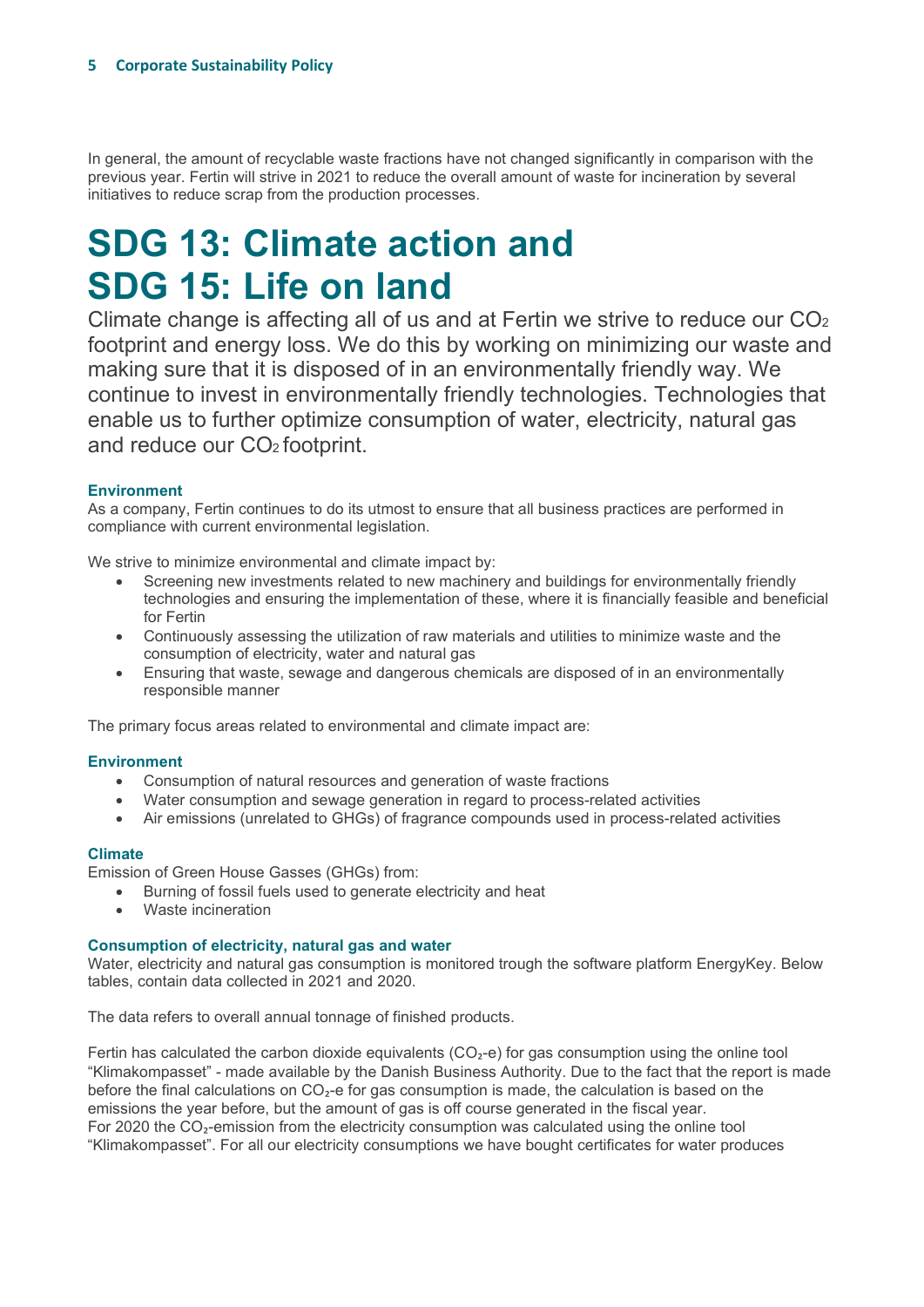In general, the amount of recyclable waste fractions have not changed significantly in comparison with the previous year. Fertin will strive in 2021 to reduce the overall amount of waste for incineration by several initiatives to reduce scrap from the production processes.

# SDG 13: Climate action and SDG 15: Life on land

Climate change is affecting all of us and at Fertin we strive to reduce our $CO_2$ footprint and energy loss. We do this by working on minimizing our waste and making sure that it is disposed of in an environmentally friendly way. We continue to invest in environmentally friendly technologies. Technologies that enable us to further optimize consumption of water, electricity, natural gas and reduce our $CO_2$ footprint.

### Environment

As a company, Fertin continues to do its utmost to ensure that all business practices are performed in compliance with current environmental legislation.

We strive to minimize environmental and climate impact by:

- Screening new investments related to new machinery and buildings for environmentally friendly technologies and ensuring the implementation of these, where it is financially feasible and beneficial for Fertin
- Continuously assessing the utilization of raw materials and utilities to minimize waste and the consumption of electricity, water and natural gas
- Ensuring that waste, sewage and dangerous chemicals are disposed of in an environmentally responsible manner

The primary focus areas related to environmental and climate impact are:

### Environment

- Consumption of natural resources and generation of waste fractions
- Water consumption and sewage generation in regard to process-related activities
- Air emissions (unrelated to GHGs) of fragrance compounds used in process-related activities

### Climate

Emission of Green House Gasses (GHGs) from:

- Burning of fossil fuels used to generate electricity and heat
- Waste incineration

### Consumption of electricity, natural gas and water

Water, electricity and natural gas consumption is monitored trough the software platform EnergyKey. Below tables, contain data collected in 2021 and 2020.

The data refers to overall annual tonnage of finished products.

Fertin has calculated the carbon dioxide equivalents ($CO_2$-e) for gas consumption using the online tool "Klimakompasset" - made available by the Danish Business Authority. Due to the fact that the report is made before the final calculations on $CO_2$-e for gas consumption is made, the calculation is based on the emissions the year before, but the amount of gas is off course generated in the fiscal year.
For 2020 the $CO_2$-emission from the electricity consumption was calculated using the online tool "Klimakompasset". For all our electricity consumptions we have bought certificates for water produces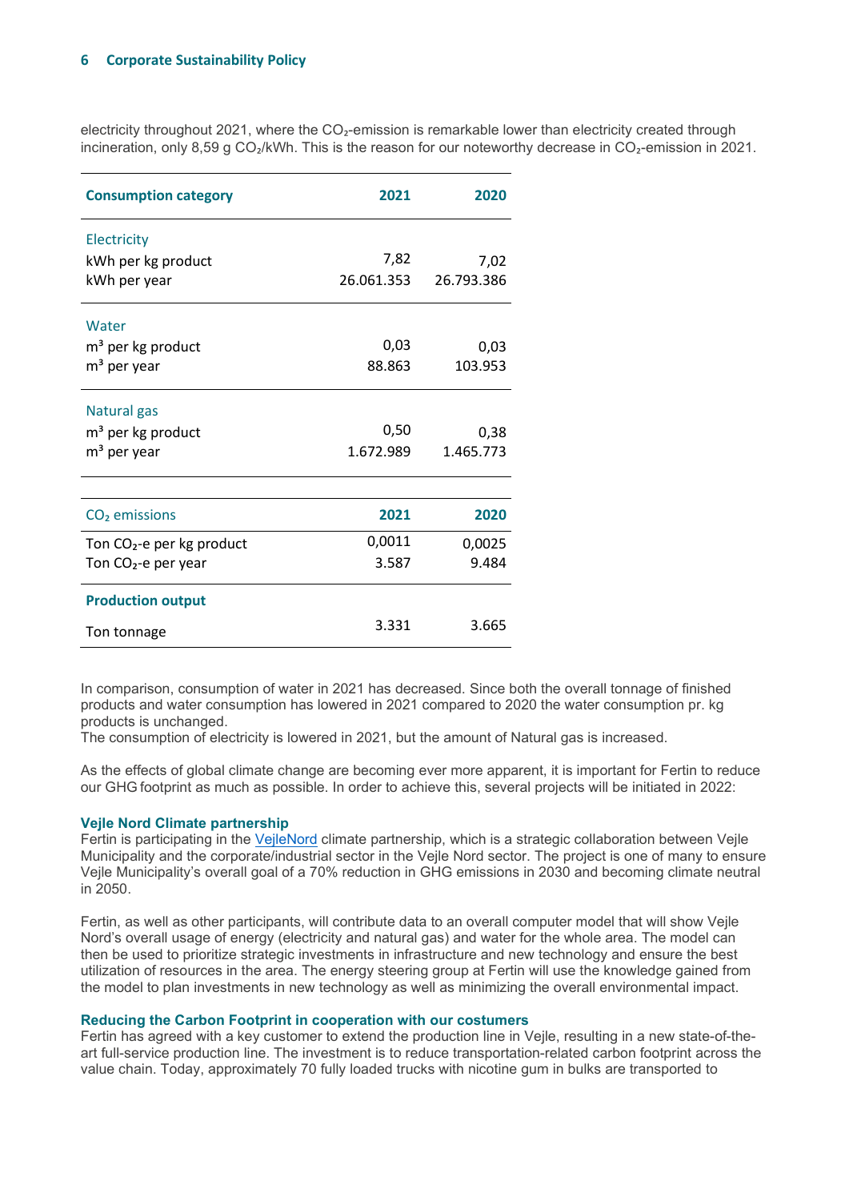electricity throughout 2021, where the $CO_2$-emission is remarkable lower than electricity created through incineration, only 8,59 g $CO_2$/kWh. This is the reason for our noteworthy decrease in $CO_2$-emission in 2021.

| Consumption category | 2021 | 2020 |
|---|---|---|
| **Electricity** | | |
| kWh per kg product | 7,82 | 7,02 |
| kWh per year | 26.061.353 | 26.793.386 |
| **Water** | | |
| $m^3$ per kg product | 0,03 | 0,03 |
| $m^3$ per year | 88.863 | 103.953 |
| **Natural gas** | | |
| $m^3$ per kg product | 0,50 | 0,38 |
| $m^3$ per year | 1.672.989 | 1.465.773 |

| $CO_2$ emissions | 2021 | 2020 |
|---|---|---|
| Ton $CO_2$-e per kg product | 0,0011 | 0,0025 |
| Ton $CO_2$-e per year | 3.587 | 9.484 |
| **Production output** | | |
| Ton tonnage | 3.331 | 3.665 |

In comparison, consumption of water in 2021 has decreased. Since both the overall tonnage of finished products and water consumption has lowered in 2021 compared to 2020 the water consumption pr. kg products is unchanged.
The consumption of electricity is lowered in 2021, but the amount of Natural gas is increased.

As the effects of global climate change are becoming ever more apparent, it is important for Fertin to reduce our GHG footprint as much as possible. In order to achieve this, several projects will be initiated in 2022:

**Vejle Nord Climate partnership**
Fertin is participating in the VejleNord climate partnership, which is a strategic collaboration between Vejle Municipality and the corporate/industrial sector in the Vejle Nord sector. The project is one of many to ensure Vejle Municipality's overall goal of a 70% reduction in GHG emissions in 2030 and becoming climate neutral in 2050.

Fertin, as well as other participants, will contribute data to an overall computer model that will show Vejle Nord's overall usage of energy (electricity and natural gas) and water for the whole area. The model can then be used to prioritize strategic investments in infrastructure and new technology and ensure the best utilization of resources in the area. The energy steering group at Fertin will use the knowledge gained from the model to plan investments in new technology as well as minimizing the overall environmental impact.

**Reducing the Carbon Footprint in cooperation with our costumers**
Fertin has agreed with a key customer to extend the production line in Vejle, resulting in a new state-of-the-art full-service production line. The investment is to reduce transportation-related carbon footprint across the value chain. Today, approximately 70 fully loaded trucks with nicotine gum in bulks are transported to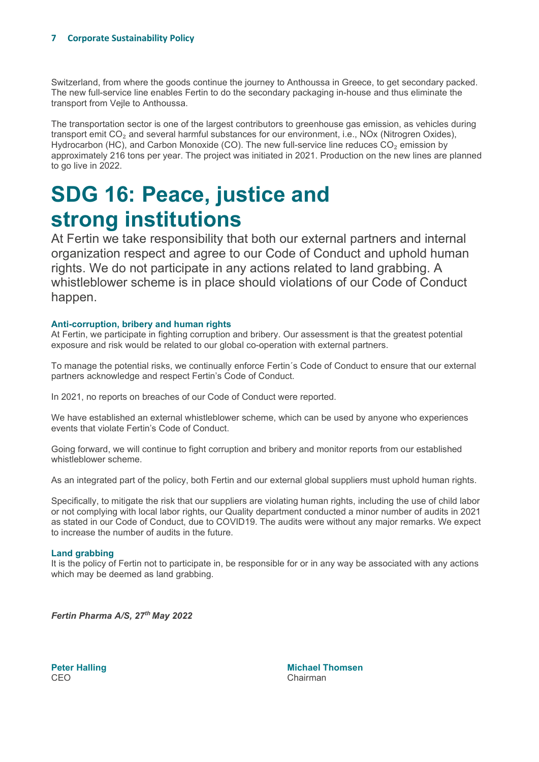Switzerland, from where the goods continue the journey to Anthoussa in Greece, to get secondary packed. The new full-service line enables Fertin to do the secondary packaging in-house and thus eliminate the transport from Vejle to Anthoussa.

The transportation sector is one of the largest contributors to greenhouse gas emission, as vehicles during transport emit $CO_2$ and several harmful substances for our environment, i.e., NOx (Nitrogren Oxides), Hydrocarbon (HC), and Carbon Monoxide (CO). The new full-service line reduces $CO_2$ emission by approximately 216 tons per year. The project was initiated in 2021. Production on the new lines are planned to go live in 2022.

# SDG 16: Peace, justice and strong institutions

At Fertin we take responsibility that both our external partners and internal organization respect and agree to our Code of Conduct and uphold human rights. We do not participate in any actions related to land grabbing. A whistleblower scheme is in place should violations of our Code of Conduct happen.

### Anti-corruption, bribery and human rights

At Fertin, we participate in fighting corruption and bribery. Our assessment is that the greatest potential exposure and risk would be related to our global co-operation with external partners.

To manage the potential risks, we continually enforce Fertin´s Code of Conduct to ensure that our external partners acknowledge and respect Fertin's Code of Conduct.

In 2021, no reports on breaches of our Code of Conduct were reported.

We have established an external whistleblower scheme, which can be used by anyone who experiences events that violate Fertin's Code of Conduct.

Going forward, we will continue to fight corruption and bribery and monitor reports from our established whistleblower scheme.

As an integrated part of the policy, both Fertin and our external global suppliers must uphold human rights.

Specifically, to mitigate the risk that our suppliers are violating human rights, including the use of child labor or not complying with local labor rights, our Quality department conducted a minor number of audits in 2021 as stated in our Code of Conduct, due to COVID19. The audits were without any major remarks. We expect to increase the number of audits in the future.

### Land grabbing

It is the policy of Fertin not to participate in, be responsible for or in any way be associated with any actions which may be deemed as land grabbing.

***Fertin Pharma A/S, 27th May 2022***

**Peter Halling**
CEO

**Michael Thomsen**
Chairman